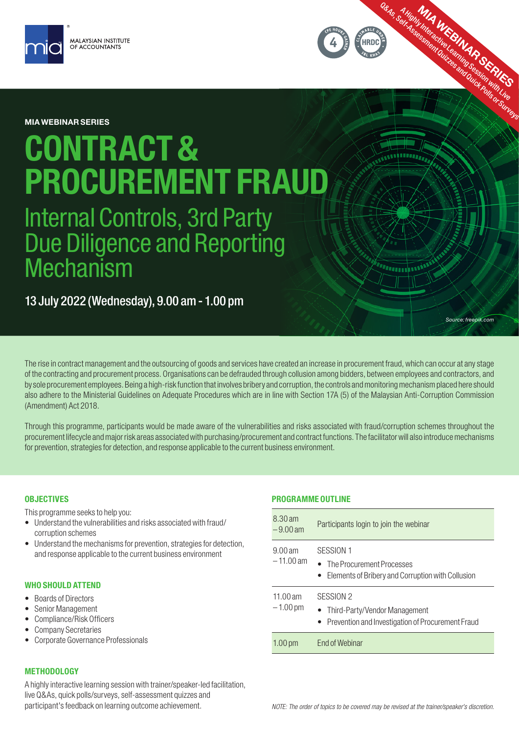MALAYSIAN INSTITUTE OF ACCOUNTANTS

4 CPE HOURS GAINED

CLAIMABLE UNDER HRDC SBL KHAS

**MIA WEBINAR SERIES**
A Highly Interactive Learning Session with Live Q&As, Self-Assessment Quizzes and Quick Polls or Surveys

**MIA WEBINAR SERIES**

# CONTRACT & PROCUREMENT FRAUD

## Internal Controls, 3rd Party Due Diligence and Reporting Mechanism

13 July 2022 (Wednesday), 9.00 am - 1.00 pm

*Source: freepik.com*

The rise in contract management and the outsourcing of goods and services have created an increase in procurement fraud, which can occur at any stage of the contracting and procurement process. Organisations can be defrauded through collusion among bidders, between employees and contractors, and by sole procurement employees. Being a high-risk function that involves bribery and corruption, the controls and monitoring mechanism placed here should also adhere to the Ministerial Guidelines on Adequate Procedures which are in line with Section 17A (5) of the Malaysian Anti-Corruption Commission (Amendment) Act 2018.

Through this programme, participants would be made aware of the vulnerabilities and risks associated with fraud/corruption schemes throughout the procurement lifecycle and major risk areas associated with purchasing/procurement and contract functions. The facilitator will also introduce mechanisms for prevention, strategies for detection, and response applicable to the current business environment.

### OBJECTIVES

This programme seeks to help you:

- Understand the vulnerabilities and risks associated with fraud/corruption schemes
- Understand the mechanisms for prevention, strategies for detection, and response applicable to the current business environment

### WHO SHOULD ATTEND

- Boards of Directors
- Senior Management
- Compliance/Risk Officers
- Company Secretaries
- Corporate Governance Professionals

### METHODOLOGY

A highly interactive learning session with trainer/speaker-led facilitation, live Q&As, quick polls/surveys, self-assessment quizzes and participant's feedback on learning outcome achievement.

### PROGRAMME OUTLINE

| Time | Activity |
|---|---|
| 8.30 am – 9.00 am | Participants login to join the webinar |
| 9.00 am – 11.00 am | SESSION 1<br>• The Procurement Processes<br>• Elements of Bribery and Corruption with Collusion |
| 11.00 am – 1.00 pm | SESSION 2<br>• Third-Party/Vendor Management<br>• Prevention and Investigation of Procurement Fraud |
| 1.00 pm | End of Webinar |

*NOTE: The order of topics to be covered may be revised at the trainer/speaker's discretion.*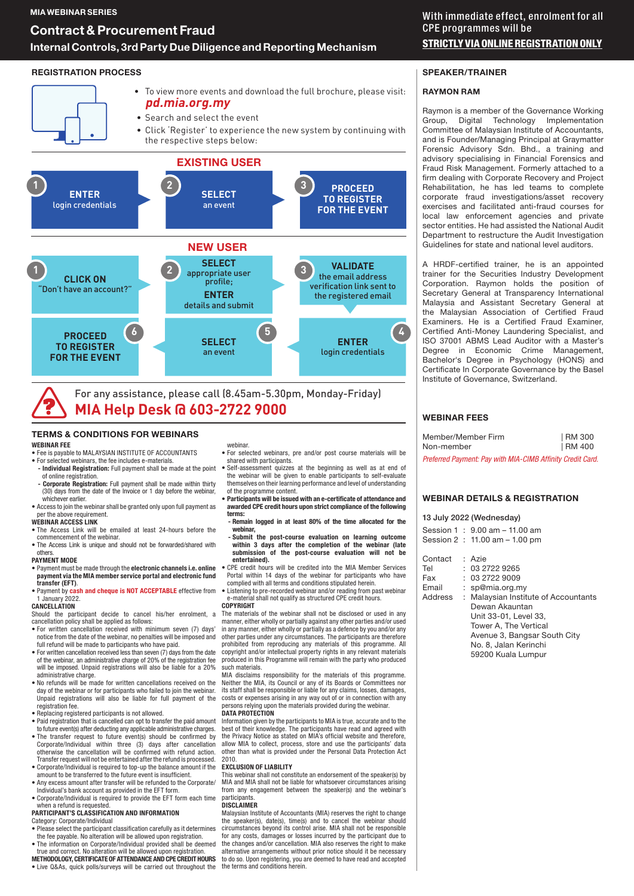MIA WEBINAR SERIES

# Contract & Procurement Fraud

## Internal Controls, 3rd Party Due Diligence and Reporting Mechanism

With immediate effect, enrolment for all CPE programmes will be **STRICTLY VIA ONLINE REGISTRATION ONLY**

## REGISTRATION PROCESS

- To view more events and download the full brochure, please visit: **pd.mia.org.my**
- Search and select the event
- Click 'Register' to experience the new system by continuing with the respective steps below:

### EXISTING USER

1. **ENTER** login credentials
2. **SELECT** an event
3. **PROCEED TO REGISTER FOR THE EVENT**

### NEW USER

1. **CLICK ON** "Don't have an account?"
2. **SELECT** appropriate user profile; **ENTER** details and submit
3. **VALIDATE** the email address verification link sent to the registered email
4. **ENTER** login credentials
5. **SELECT** an event
6. **PROCEED TO REGISTER FOR THE EVENT**

For any assistance, please call (8.45am-5.30pm, Monday-Friday)
**MIA Help Desk @ 603-2722 9000**

## TERMS & CONDITIONS FOR WEBINARS

**WEBINAR FEE**

- Fee is payable to MALAYSIAN INSTITUTE OF ACCOUNTANTS
- For selected webinars, the fee includes e-materials.
  - **Individual Registration:** Full payment shall be made at the point of online registration.
  - **Corporate Registration:** Full payment shall be made within thirty (30) days from the date of the Invoice or 1 day before the webinar, whichever earlier.
- Access to join the webinar shall be granted only upon full payment as per the above requirement.

**WEBINAR ACCESS LINK**

- The Access Link will be emailed at least 24-hours before the commencement of the webinar.
- The Access Link is unique and should not be forwarded/shared with others.

**PAYMENT MODE**

- Payment must be made through the **electronic channels i.e. online payment via the MIA member service portal and electronic fund transfer (EFT)**.
- Payment by **cash and cheque is NOT ACCEPTABLE** effective from 1 January 2022.

**CANCELLATION**

Should the participant decide to cancel his/her enrolment, a cancellation policy shall be applied as follows:

- For written cancellation received with minimum seven (7) days' notice from the date of the webinar, no penalties will be imposed and full refund will be made to participants who have paid.
- For written cancellation received less than seven (7) days from the date of the webinar, an administrative charge of 20% of the registration fee will be imposed. Unpaid registrations will also be liable for a 20% administrative charge.
- No refunds will be made for written cancellations received on the day of the webinar or for participants who failed to join the webinar. Unpaid registrations will also be liable for full payment of the registration fee.
- Replacing registered participants is not allowed.
- Paid registration that is cancelled can opt to transfer the paid amount to future event(s) after deducting any applicable administrative charges.
- The transfer request to future event(s) should be confirmed by Corporate/Individual within three (3) days after cancellation otherwise the cancellation will be confirmed with refund action. Transfer request will not be entertained after the refund is processed.
- Corporate/Individual is required to top-up the balance amount if the amount to be transferred to the future event is insufficient.
- Any excess amount after transfer will be refunded to the Corporate/Individual's bank account as provided in the EFT form.
- Corporate/Individual is required to provide the EFT form each time when a refund is requested.

**PARTICIPANT'S CLASSIFICATION AND INFORMATION**

Category: Corporate/Individual

- Please select the participant classification carefully as it determines the fee payable. No alteration will be allowed upon registration.
- The information on Corporate/Individual provided shall be deemed true and correct. No alteration will be allowed upon registration.

**METHODOLOGY, CERTIFICATE OF ATTENDANCE AND CPE CREDIT HOURS**

- Live Q&As, quick polls/surveys will be carried out throughout the webinar.
- For selected webinars, pre and/or post course materials will be shared with participants.
- Self-assessment quizzes at the beginning as well as at end of the webinar will be given to enable participants to self-evaluate themselves on their learning performance and level of understanding of the programme content.
- **Participants will be issued with an e-certificate of attendance and awarded CPE credit hours upon strict compliance of the following terms:**
  - **Remain logged in at least 80% of the time allocated for the webinar,**
  - **Submit the post-course evaluation on learning outcome within 3 days after the completion of the webinar (late submission of the post-course evaluation will not be entertained).**
- CPE credit hours will be credited into the MIA Member Services Portal within 14 days of the webinar for participants who have complied with all terms and conditions stipulated herein.
- Listening to pre-recorded webinar and/or reading from past webinar e-material shall not qualify as structured CPE credit hours.

**COPYRIGHT**

The materials of the webinar shall not be disclosed or used in any manner, either wholly or partially against any other parties and/or used in any manner, either wholly or partially as a defence by you and/or any other parties under any circumstances. The participants are therefore prohibited from reproducing any materials of this programme. All copyright and/or intellectual property rights in any relevant materials produced in this Programme will remain with the party who produced such materials.

MIA disclaims responsibility for the materials of this programme. Neither the MIA, its Council or any of its Boards or Committees nor its staff shall be responsible or liable for any claims, losses, damages, costs or expenses arising in any way out of or in connection with any persons relying upon the materials provided during the webinar.

**DATA PROTECTION**

Information given by the participants to MIA is true, accurate and to the best of their knowledge. The participants have read and agreed with the Privacy Notice as stated on MIA's official website and therefore, allow MIA to collect, process, store and use the participants' data other than what is provided under the Personal Data Protection Act 2010.

**EXCLUSION OF LIABILITY**

This webinar shall not constitute an endorsement of the speaker(s) by MIA and MIA shall not be liable for whatsoever circumstances arising from any engagement between the speaker(s) and the webinar's participants.

**DISCLAIMER**

Malaysian Institute of Accountants (MIA) reserves the right to change the speaker(s), date(s), time(s) and to cancel the webinar should circumstances beyond its control arise. MIA shall not be responsible for any costs, damages or losses incurred by the participant due to the changes and/or cancellation. MIA also reserves the right to make alternative arrangements without prior notice should it be necessary to do so. Upon registering, you are deemed to have read and accepted the terms and conditions herein.

## SPEAKER/TRAINER

### RAYMON RAM

Raymon is a member of the Governance Working Group, Digital Technology Implementation Committee of Malaysian Institute of Accountants, and is Founder/Managing Principal at Graymatter Forensic Advisory Sdn. Bhd., a training and advisory specialising in Financial Forensics and Fraud Risk Management. Formerly attached to a firm dealing with Corporate Recovery and Project Rehabilitation, he has led teams to complete corporate fraud investigations/asset recovery exercises and facilitated anti-fraud courses for local law enforcement agencies and private sector entities. He had assisted the National Audit Department to restructure the Audit Investigation Guidelines for state and national level auditors.

A HRDF-certified trainer, he is an appointed trainer for the Securities Industry Development Corporation. Raymon holds the position of Secretary General at Transparency International Malaysia and Assistant Secretary General at the Malaysian Association of Certified Fraud Examiners. He is a Certified Fraud Examiner, Certified Anti-Money Laundering Specialist, and ISO 37001 ABMS Lead Auditor with a Master's Degree in Economic Crime Management, Bachelor's Degree in Psychology (HONS) and Certificate In Corporate Governance by the Basel Institute of Governance, Switzerland.

## WEBINAR FEES

| | |
|---|---|
| Member/Member Firm | RM 300 |
| Non-member | RM 400 |

*Preferred Payment: Pay with MIA-CIMB Affinity Credit Card.*

## WEBINAR DETAILS & REGISTRATION

13 July 2022 (Wednesday)

Session 1 : 9.00 am – 11.00 am
Session 2 : 11.00 am – 1.00 pm

Contact : Azie
Tel : 03 2722 9265
Fax : 03 2722 9009
Email : sp@mia.org.my
Address : Malaysian Institute of Accountants
Dewan Akauntan
Unit 33-01, Level 33,
Tower A, The Vertical
Avenue 3, Bangsar South City
No. 8, Jalan Kerinchi
59200 Kuala Lumpur